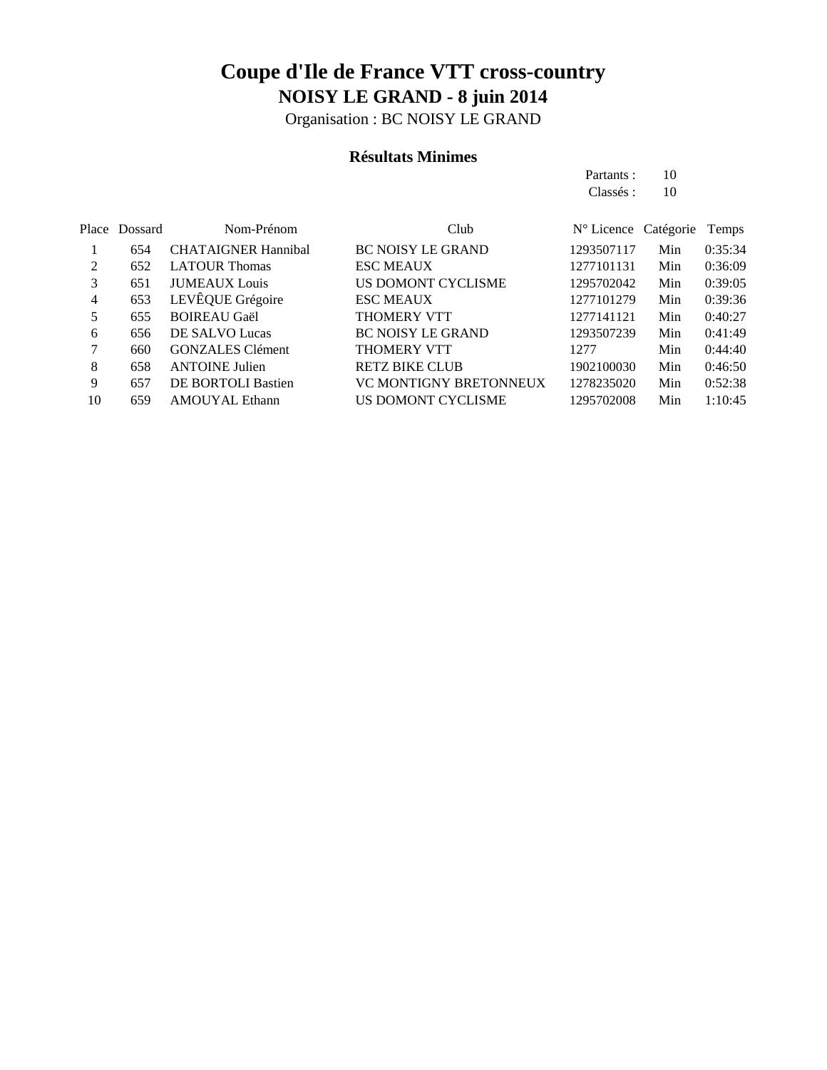# Coupe d'Ile de France VTT cross-country

## NOISY LE GRAND - 8 juin 2014

Organisation : BC NOISY LE GRAND

### Résultats Minimes

Partants : 10
Classés : 10

| Place | Dossard | Nom-Prénom | Club | N° Licence | Catégorie | Temps |
|---|---|---|---|---|---|---|
| 1 | 654 | CHATAIGNER Hannibal | BC NOISY LE GRAND | 1293507117 | Min | 0:35:34 |
| 2 | 652 | LATOUR Thomas | ESC MEAUX | 1277101131 | Min | 0:36:09 |
| 3 | 651 | JUMEAUX Louis | US DOMONT CYCLISME | 1295702042 | Min | 0:39:05 |
| 4 | 653 | LEVÊQUE Grégoire | ESC MEAUX | 1277101279 | Min | 0:39:36 |
| 5 | 655 | BOIREAU Gaël | THOMERY VTT | 1277141121 | Min | 0:40:27 |
| 6 | 656 | DE SALVO Lucas | BC NOISY LE GRAND | 1293507239 | Min | 0:41:49 |
| 7 | 660 | GONZALES Clément | THOMERY VTT | 1277 | Min | 0:44:40 |
| 8 | 658 | ANTOINE Julien | RETZ BIKE CLUB | 1902100030 | Min | 0:46:50 |
| 9 | 657 | DE BORTOLI Bastien | VC MONTIGNY BRETONNEUX | 1278235020 | Min | 0:52:38 |
| 10 | 659 | AMOUYAL Ethann | US DOMONT CYCLISME | 1295702008 | Min | 1:10:45 |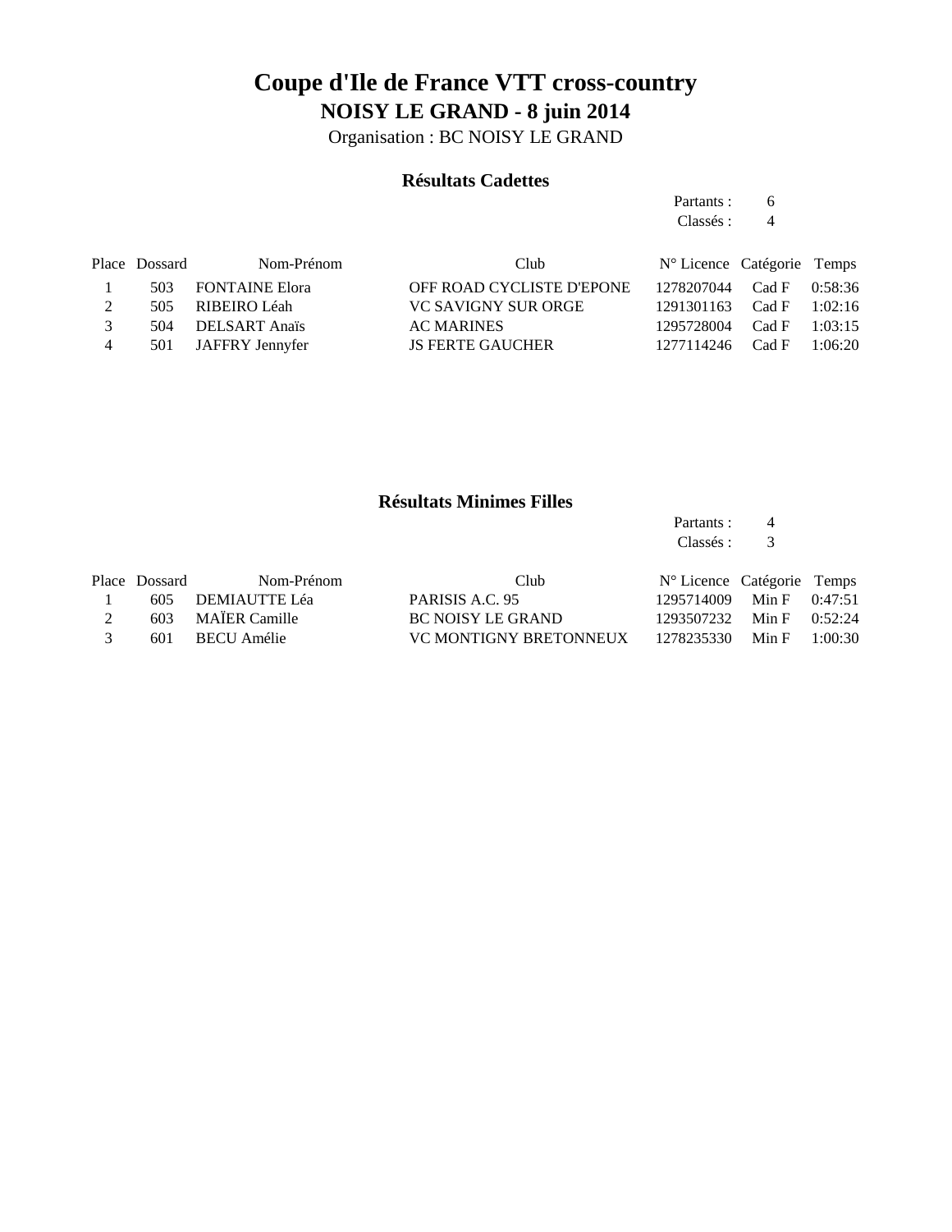# Coupe d'Ile de France VTT cross-country

## NOISY LE GRAND - 8 juin 2014

Organisation : BC NOISY LE GRAND

### Résultats Cadettes

Partants : 6
Classés : 4

| Place | Dossard | Nom-Prénom | Club | N° Licence | Catégorie | Temps |
|---|---|---|---|---|---|---|
| 1 | 503 | FONTAINE Elora | OFF ROAD CYCLISTE D'EPONE | 1278207044 | Cad F | 0:58:36 |
| 2 | 505 | RIBEIRO Léah | VC SAVIGNY SUR ORGE | 1291301163 | Cad F | 1:02:16 |
| 3 | 504 | DELSART Anaïs | AC MARINES | 1295728004 | Cad F | 1:03:15 |
| 4 | 501 | JAFFRY Jennyfer | JS FERTE GAUCHER | 1277114246 | Cad F | 1:06:20 |

### Résultats Minimes Filles

Partants : 4
Classés : 3

| Place | Dossard | Nom-Prénom | Club | N° Licence | Catégorie | Temps |
|---|---|---|---|---|---|---|
| 1 | 605 | DEMIAUTTE Léa | PARISIS A.C. 95 | 1295714009 | Min F | 0:47:51 |
| 2 | 603 | MAÏER Camille | BC NOISY LE GRAND | 1293507232 | Min F | 0:52:24 |
| 3 | 601 | BECU Amélie | VC MONTIGNY BRETONNEUX | 1278235330 | Min F | 1:00:30 |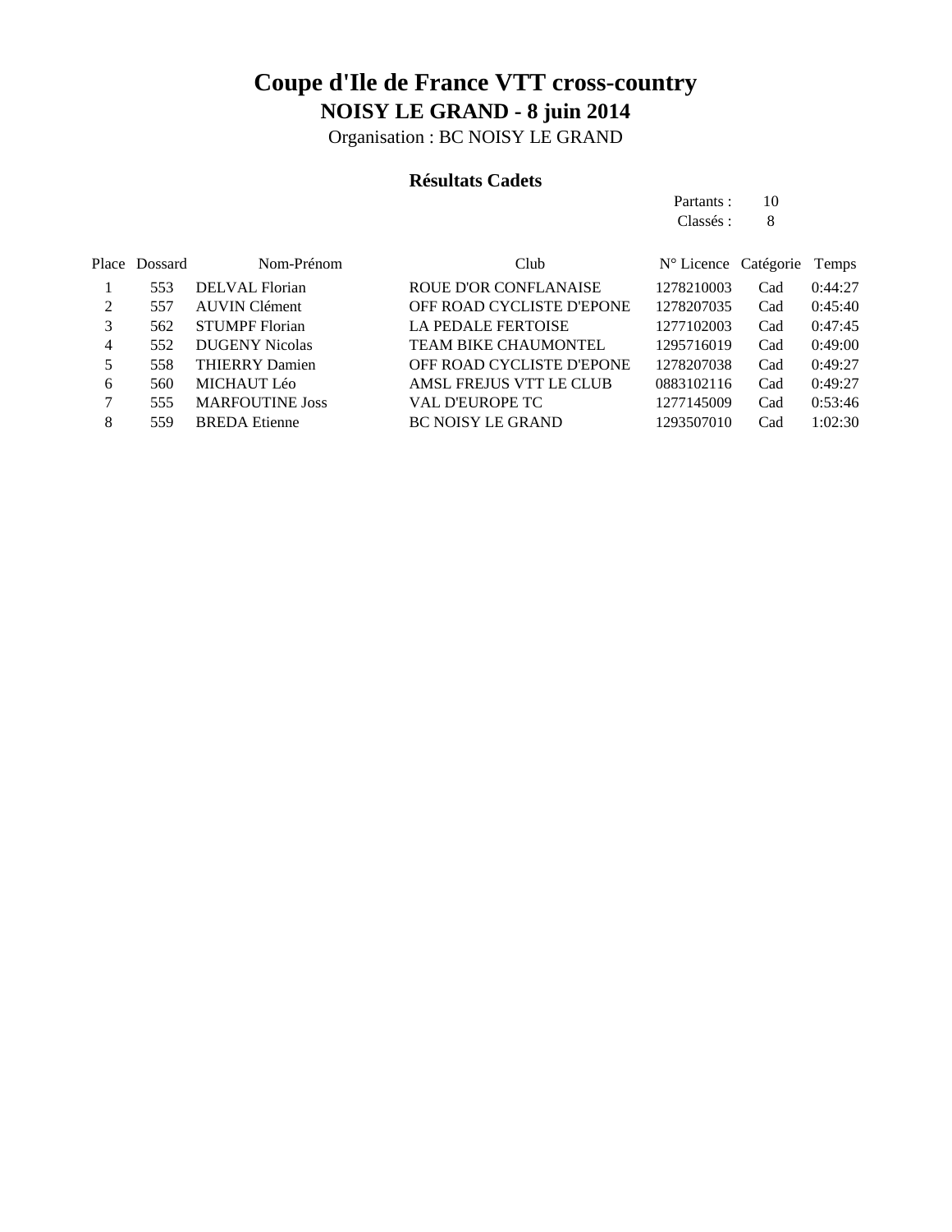# Coupe d'Ile de France VTT cross-country

## NOISY LE GRAND - 8 juin 2014

Organisation : BC NOISY LE GRAND

### Résultats Cadets

Partants : 10

Classés : 8

| Place | Dossard | Nom-Prénom | Club | N° Licence | Catégorie | Temps |
|---|---|---|---|---|---|---|
| 1 | 553 | DELVAL Florian | ROUE D'OR CONFLANAISE | 1278210003 | Cad | 0:44:27 |
| 2 | 557 | AUVIN Clément | OFF ROAD CYCLISTE D'EPONE | 1278207035 | Cad | 0:45:40 |
| 3 | 562 | STUMPF Florian | LA PEDALE FERTOISE | 1277102003 | Cad | 0:47:45 |
| 4 | 552 | DUGENY Nicolas | TEAM BIKE CHAUMONTEL | 1295716019 | Cad | 0:49:00 |
| 5 | 558 | THIERRY Damien | OFF ROAD CYCLISTE D'EPONE | 1278207038 | Cad | 0:49:27 |
| 6 | 560 | MICHAUT Léo | AMSL FREJUS VTT LE CLUB | 0883102116 | Cad | 0:49:27 |
| 7 | 555 | MARFOUTINE Joss | VAL D'EUROPE TC | 1277145009 | Cad | 0:53:46 |
| 8 | 559 | BREDA Etienne | BC NOISY LE GRAND | 1293507010 | Cad | 1:02:30 |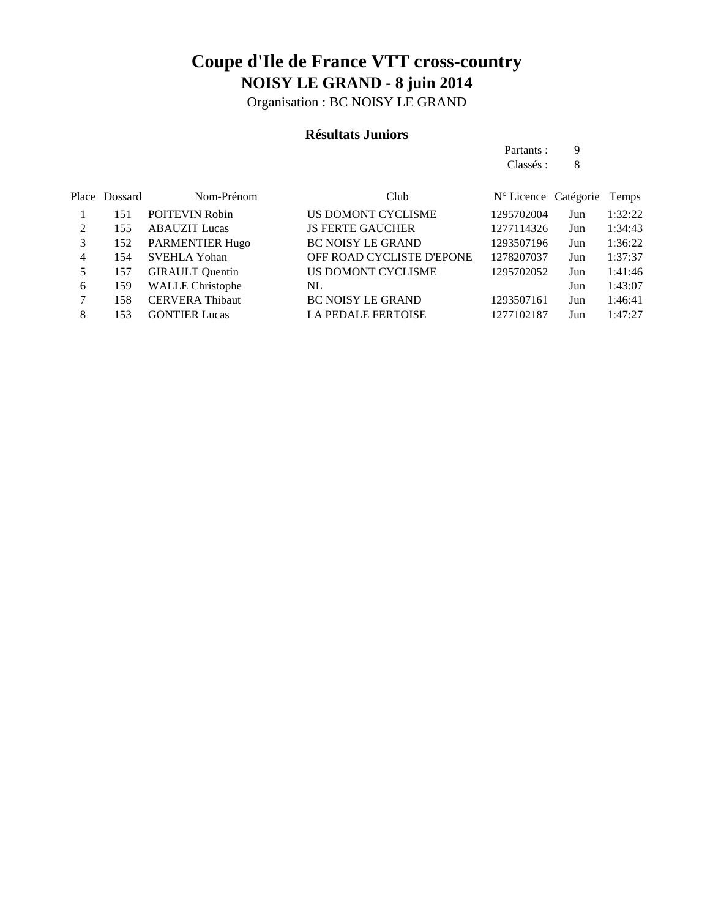# Coupe d'Ile de France VTT cross-country

## NOISY LE GRAND - 8 juin 2014

Organisation : BC NOISY LE GRAND

### Résultats Juniors

Partants : 9
Classés : 8

| Place | Dossard | Nom-Prénom | Club | N° Licence | Catégorie | Temps |
|---|---|---|---|---|---|---|
| 1 | 151 | POITEVIN Robin | US DOMONT CYCLISME | 1295702004 | Jun | 1:32:22 |
| 2 | 155 | ABAUZIT Lucas | JS FERTE GAUCHER | 1277114326 | Jun | 1:34:43 |
| 3 | 152 | PARMENTIER Hugo | BC NOISY LE GRAND | 1293507196 | Jun | 1:36:22 |
| 4 | 154 | SVEHLA Yohan | OFF ROAD CYCLISTE D'EPONE | 1278207037 | Jun | 1:37:37 |
| 5 | 157 | GIRAULT Quentin | US DOMONT CYCLISME | 1295702052 | Jun | 1:41:46 |
| 6 | 159 | WALLE Christophe | NL | | Jun | 1:43:07 |
| 7 | 158 | CERVERA Thibaut | BC NOISY LE GRAND | 1293507161 | Jun | 1:46:41 |
| 8 | 153 | GONTIER Lucas | LA PEDALE FERTOISE | 1277102187 | Jun | 1:47:27 |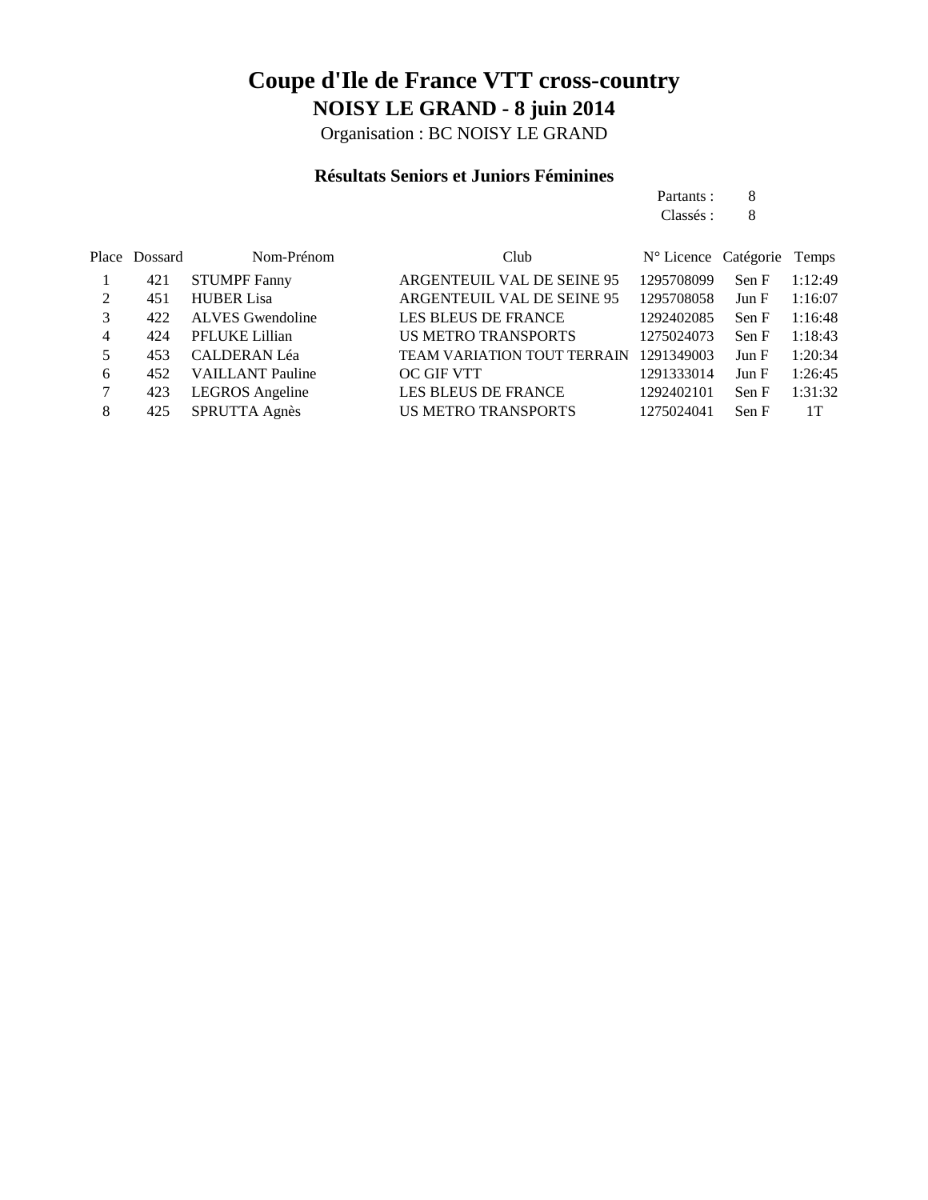# Coupe d'Ile de France VTT cross-country

## NOISY LE GRAND - 8 juin 2014

Organisation : BC NOISY LE GRAND

### Résultats Seniors et Juniors Féminines

Partants : 8

Classés : 8

| Place | Dossard | Nom-Prénom | Club | N° Licence | Catégorie | Temps |
|---|---|---|---|---|---|---|
| 1 | 421 | STUMPF Fanny | ARGENTEUIL VAL DE SEINE 95 | 1295708099 | Sen F | 1:12:49 |
| 2 | 451 | HUBER Lisa | ARGENTEUIL VAL DE SEINE 95 | 1295708058 | Jun F | 1:16:07 |
| 3 | 422 | ALVES Gwendoline | LES BLEUS DE FRANCE | 1292402085 | Sen F | 1:16:48 |
| 4 | 424 | PFLUKE Lillian | US METRO TRANSPORTS | 1275024073 | Sen F | 1:18:43 |
| 5 | 453 | CALDERAN Léa | TEAM VARIATION TOUT TERRAIN | 1291349003 | Jun F | 1:20:34 |
| 6 | 452 | VAILLANT Pauline | OC GIF VTT | 1291333014 | Jun F | 1:26:45 |
| 7 | 423 | LEGROS Angeline | LES BLEUS DE FRANCE | 1292402101 | Sen F | 1:31:32 |
| 8 | 425 | SPRUTTA Agnès | US METRO TRANSPORTS | 1275024041 | Sen F | 1T |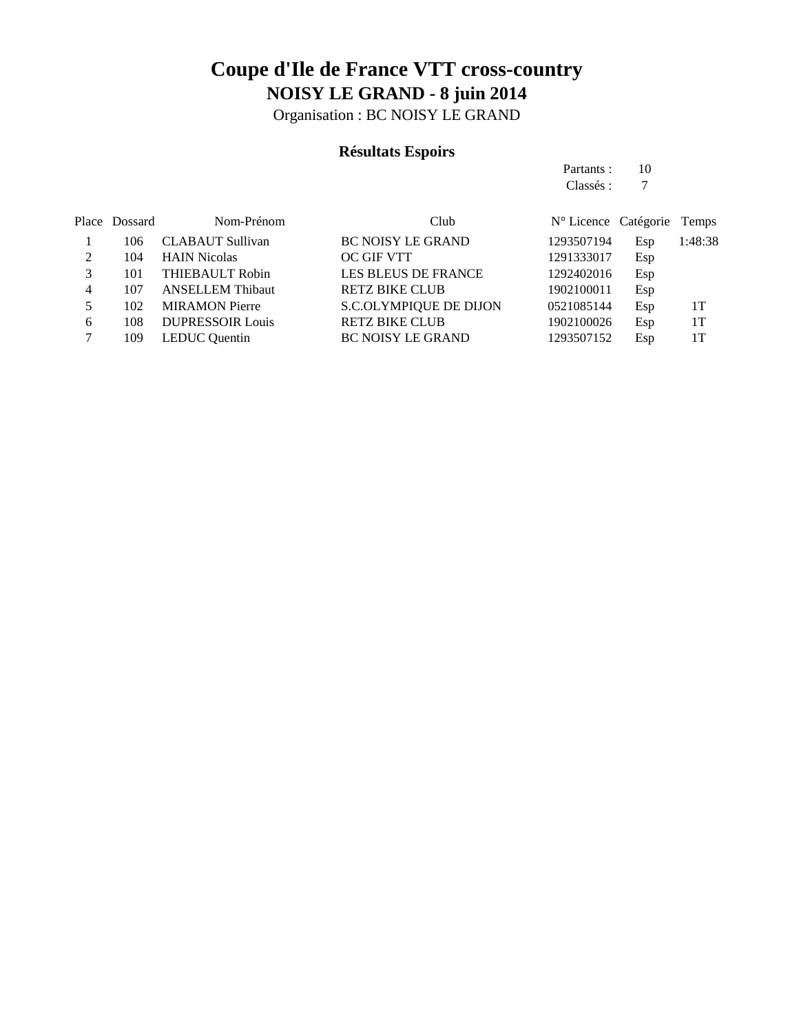# Coupe d'Ile de France VTT cross-country

## NOISY LE GRAND - 8 juin 2014

Organisation : BC NOISY LE GRAND

### Résultats Espoirs

Partants : 10
Classés : 7

| Place | Dossard | Nom-Prénom | Club | N° Licence | Catégorie | Temps |
|---|---|---|---|---|---|---|
| 1 | 106 | CLABAUT Sullivan | BC NOISY LE GRAND | 1293507194 | Esp | 1:48:38 |
| 2 | 104 | HAIN Nicolas | OC GIF VTT | 1291333017 | Esp | |
| 3 | 101 | THIEBAULT Robin | LES BLEUS DE FRANCE | 1292402016 | Esp | |
| 4 | 107 | ANSELLEM Thibaut | RETZ BIKE CLUB | 1902100011 | Esp | |
| 5 | 102 | MIRAMON Pierre | S.C.OLYMPIQUE DE DIJON | 0521085144 | Esp | 1T |
| 6 | 108 | DUPRESSOIR Louis | RETZ BIKE CLUB | 1902100026 | Esp | 1T |
| 7 | 109 | LEDUC Quentin | BC NOISY LE GRAND | 1293507152 | Esp | 1T |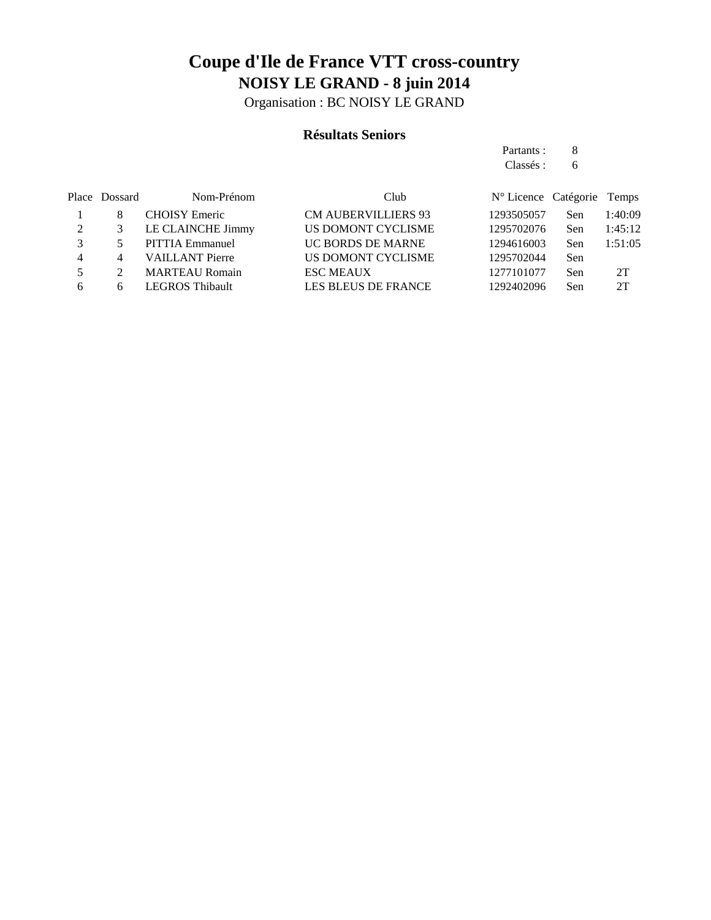# Coupe d'Ile de France VTT cross-country

## NOISY LE GRAND - 8 juin 2014

Organisation : BC NOISY LE GRAND

### Résultats Seniors

Partants : 8
Classés : 6

| Place | Dossard | Nom-Prénom | Club | N° Licence | Catégorie | Temps |
|---|---|---|---|---|---|---|
| 1 | 8 | CHOISY Emeric | CM AUBERVILLIERS 93 | 1293505057 | Sen | 1:40:09 |
| 2 | 3 | LE CLAINCHE Jimmy | US DOMONT CYCLISME | 1295702076 | Sen | 1:45:12 |
| 3 | 5 | PITTIA Emmanuel | UC BORDS DE MARNE | 1294616003 | Sen | 1:51:05 |
| 4 | 4 | VAILLANT Pierre | US DOMONT CYCLISME | 1295702044 | Sen | |
| 5 | 2 | MARTEAU Romain | ESC MEAUX | 1277101077 | Sen | 2T |
| 6 | 6 | LEGROS Thibault | LES BLEUS DE FRANCE | 1292402096 | Sen | 2T |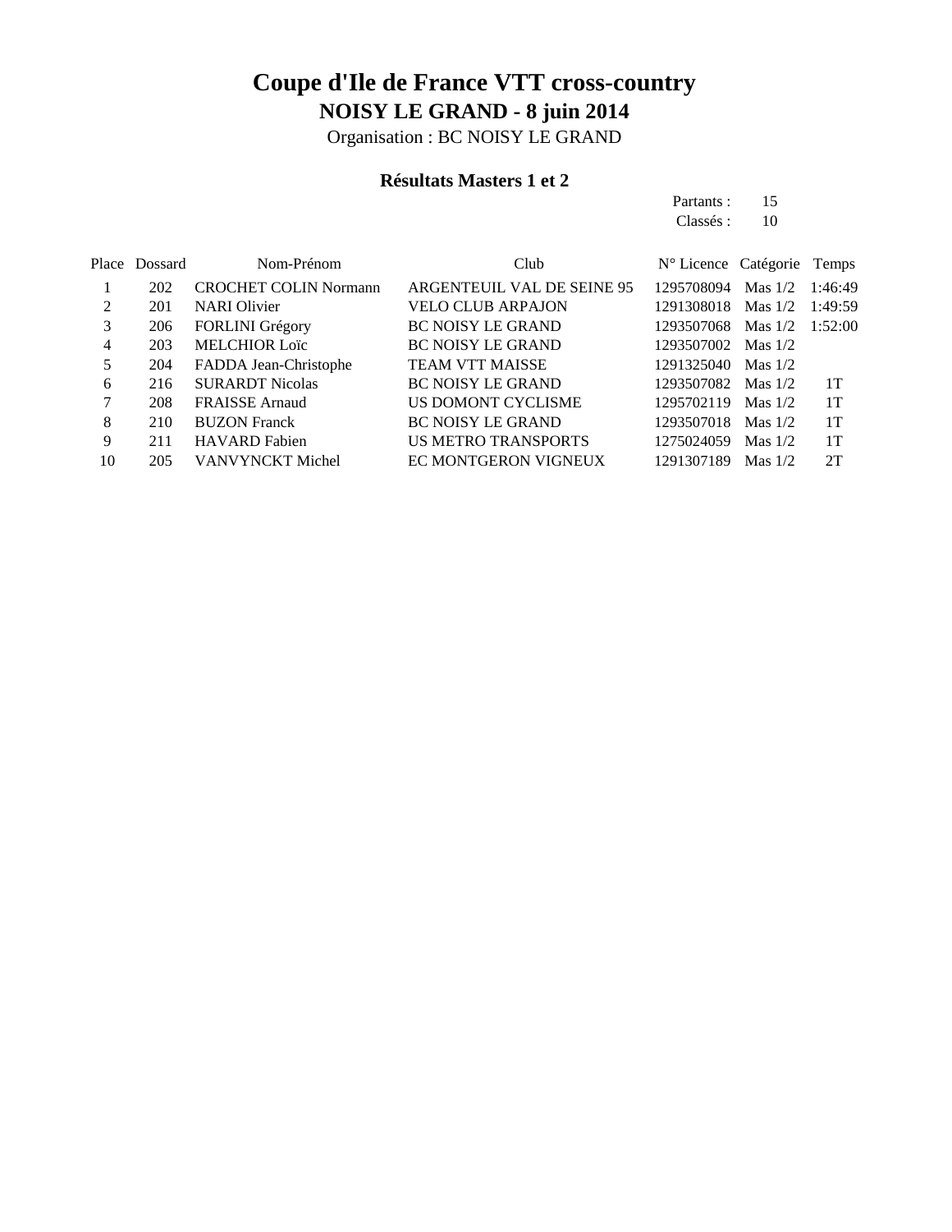# Coupe d'Ile de France VTT cross-country

## NOISY LE GRAND - 8 juin 2014

Organisation : BC NOISY LE GRAND

### Résultats Masters 1 et 2

Partants : 15
Classés : 10

| Place | Dossard | Nom-Prénom | Club | N° Licence | Catégorie | Temps |
|---|---|---|---|---|---|---|
| 1 | 202 | CROCHET COLIN Normann | ARGENTEUIL VAL DE SEINE 95 | 1295708094 | Mas 1/2 | 1:46:49 |
| 2 | 201 | NARI Olivier | VELO CLUB ARPAJON | 1291308018 | Mas 1/2 | 1:49:59 |
| 3 | 206 | FORLINI Grégory | BC NOISY LE GRAND | 1293507068 | Mas 1/2 | 1:52:00 |
| 4 | 203 | MELCHIOR Loïc | BC NOISY LE GRAND | 1293507002 | Mas 1/2 | |
| 5 | 204 | FADDA Jean-Christophe | TEAM VTT MAISSE | 1291325040 | Mas 1/2 | |
| 6 | 216 | SURARDT Nicolas | BC NOISY LE GRAND | 1293507082 | Mas 1/2 | 1T |
| 7 | 208 | FRAISSE Arnaud | US DOMONT CYCLISME | 1295702119 | Mas 1/2 | 1T |
| 8 | 210 | BUZON Franck | BC NOISY LE GRAND | 1293507018 | Mas 1/2 | 1T |
| 9 | 211 | HAVARD Fabien | US METRO TRANSPORTS | 1275024059 | Mas 1/2 | 1T |
| 10 | 205 | VANVYNCKT Michel | EC MONTGERON VIGNEUX | 1291307189 | Mas 1/2 | 2T |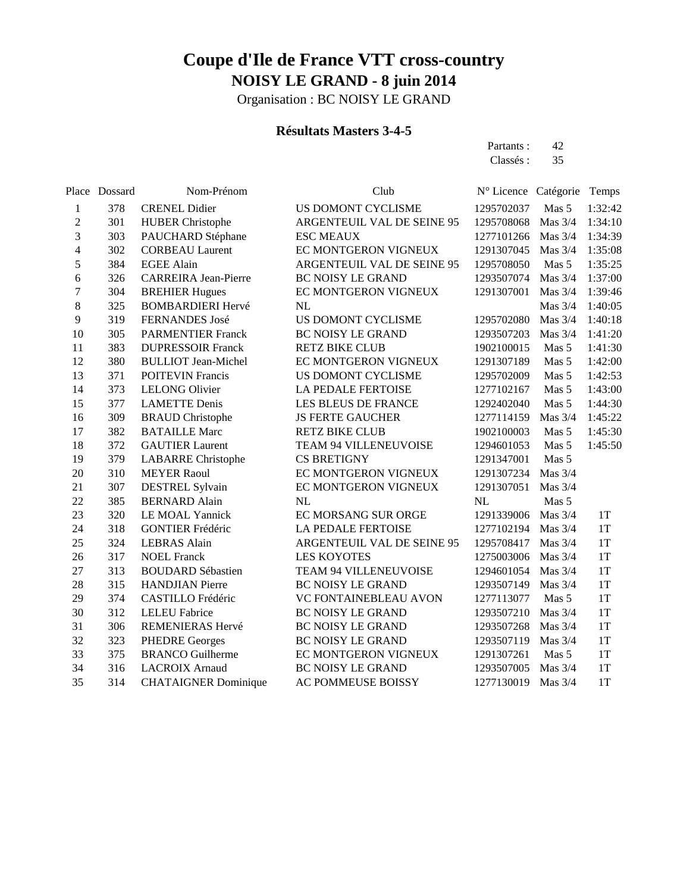# Coupe d'Ile de France VTT cross-country

## NOISY LE GRAND - 8 juin 2014

Organisation : BC NOISY LE GRAND

### Résultats Masters 3-4-5

Partants : 42
Classés : 35

| Place | Dossard | Nom-Prénom | Club | N° Licence | Catégorie | Temps |
|---|---|---|---|---|---|---|
| 1 | 378 | CRENEL Didier | US DOMONT CYCLISME | 1295702037 | Mas 5 | 1:32:42 |
| 2 | 301 | HUBER Christophe | ARGENTEUIL VAL DE SEINE 95 | 1295708068 | Mas 3/4 | 1:34:10 |
| 3 | 303 | PAUCHARD Stéphane | ESC MEAUX | 1277101266 | Mas 3/4 | 1:34:39 |
| 4 | 302 | CORBEAU Laurent | EC MONTGERON VIGNEUX | 1291307045 | Mas 3/4 | 1:35:08 |
| 5 | 384 | EGEE Alain | ARGENTEUIL VAL DE SEINE 95 | 1295708050 | Mas 5 | 1:35:25 |
| 6 | 326 | CARREIRA Jean-Pierre | BC NOISY LE GRAND | 1293507074 | Mas 3/4 | 1:37:00 |
| 7 | 304 | BREHIER Hugues | EC MONTGERON VIGNEUX | 1291307001 | Mas 3/4 | 1:39:46 |
| 8 | 325 | BOMBARDIERI Hervé | NL | | Mas 3/4 | 1:40:05 |
| 9 | 319 | FERNANDES José | US DOMONT CYCLISME | 1295702080 | Mas 3/4 | 1:40:18 |
| 10 | 305 | PARMENTIER Franck | BC NOISY LE GRAND | 1293507203 | Mas 3/4 | 1:41:20 |
| 11 | 383 | DUPRESSOIR Franck | RETZ BIKE CLUB | 1902100015 | Mas 5 | 1:41:30 |
| 12 | 380 | BULLIOT Jean-Michel | EC MONTGERON VIGNEUX | 1291307189 | Mas 5 | 1:42:00 |
| 13 | 371 | POITEVIN Francis | US DOMONT CYCLISME | 1295702009 | Mas 5 | 1:42:53 |
| 14 | 373 | LELONG Olivier | LA PEDALE FERTOISE | 1277102167 | Mas 5 | 1:43:00 |
| 15 | 377 | LAMETTE Denis | LES BLEUS DE FRANCE | 1292402040 | Mas 5 | 1:44:30 |
| 16 | 309 | BRAUD Christophe | JS FERTE GAUCHER | 1277114159 | Mas 3/4 | 1:45:22 |
| 17 | 382 | BATAILLE Marc | RETZ BIKE CLUB | 1902100003 | Mas 5 | 1:45:30 |
| 18 | 372 | GAUTIER Laurent | TEAM 94 VILLENEUVOISE | 1294601053 | Mas 5 | 1:45:50 |
| 19 | 379 | LABARRE Christophe | CS BRETIGNY | 1291347001 | Mas 5 | |
| 20 | 310 | MEYER Raoul | EC MONTGERON VIGNEUX | 1291307234 | Mas 3/4 | |
| 21 | 307 | DESTREL Sylvain | EC MONTGERON VIGNEUX | 1291307051 | Mas 3/4 | |
| 22 | 385 | BERNARD Alain | NL | NL | Mas 5 | |
| 23 | 320 | LE MOAL Yannick | EC MORSANG SUR ORGE | 1291339006 | Mas 3/4 | 1T |
| 24 | 318 | GONTIER Frédéric | LA PEDALE FERTOISE | 1277102194 | Mas 3/4 | 1T |
| 25 | 324 | LEBRAS Alain | ARGENTEUIL VAL DE SEINE 95 | 1295708417 | Mas 3/4 | 1T |
| 26 | 317 | NOEL Franck | LES KOYOTES | 1275003006 | Mas 3/4 | 1T |
| 27 | 313 | BOUDARD Sébastien | TEAM 94 VILLENEUVOISE | 1294601054 | Mas 3/4 | 1T |
| 28 | 315 | HANDJIAN Pierre | BC NOISY LE GRAND | 1293507149 | Mas 3/4 | 1T |
| 29 | 374 | CASTILLO Frédéric | VC FONTAINEBLEAU AVON | 1277113077 | Mas 5 | 1T |
| 30 | 312 | LELEU Fabrice | BC NOISY LE GRAND | 1293507210 | Mas 3/4 | 1T |
| 31 | 306 | REMENIERAS Hervé | BC NOISY LE GRAND | 1293507268 | Mas 3/4 | 1T |
| 32 | 323 | PHEDRE Georges | BC NOISY LE GRAND | 1293507119 | Mas 3/4 | 1T |
| 33 | 375 | BRANCO Guilherme | EC MONTGERON VIGNEUX | 1291307261 | Mas 5 | 1T |
| 34 | 316 | LACROIX Arnaud | BC NOISY LE GRAND | 1293507005 | Mas 3/4 | 1T |
| 35 | 314 | CHATAIGNER Dominique | AC POMMEUSE BOISSY | 1277130019 | Mas 3/4 | 1T |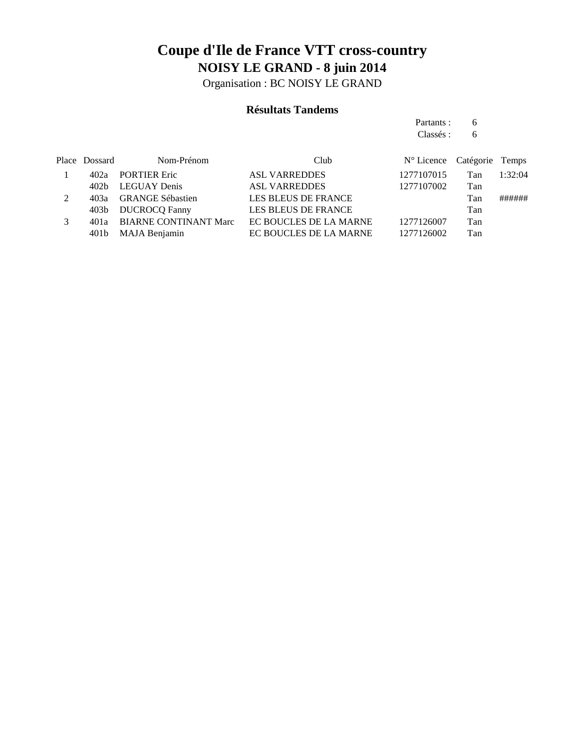# Coupe d'Ile de France VTT cross-country

## NOISY LE GRAND - 8 juin 2014

Organisation : BC NOISY LE GRAND

### Résultats Tandems

Partants : 6
Classés : 6

| Place | Dossard | Nom-Prénom | Club | N° Licence | Catégorie | Temps |
|---|---|---|---|---|---|---|
| 1 | 402a | PORTIER Eric | ASL VARREDDES | 1277107015 | Tan | 1:32:04 |
| | 402b | LEGUAY Denis | ASL VARREDDES | 1277107002 | Tan | |
| 2 | 403a | GRANGE Sébastien | LES BLEUS DE FRANCE | | Tan | ###### |
| | 403b | DUCROCQ Fanny | LES BLEUS DE FRANCE | | Tan | |
| 3 | 401a | BIARNE CONTINANT Marc | EC BOUCLES DE LA MARNE | 1277126007 | Tan | |
| | 401b | MAJA Benjamin | EC BOUCLES DE LA MARNE | 1277126002 | Tan | |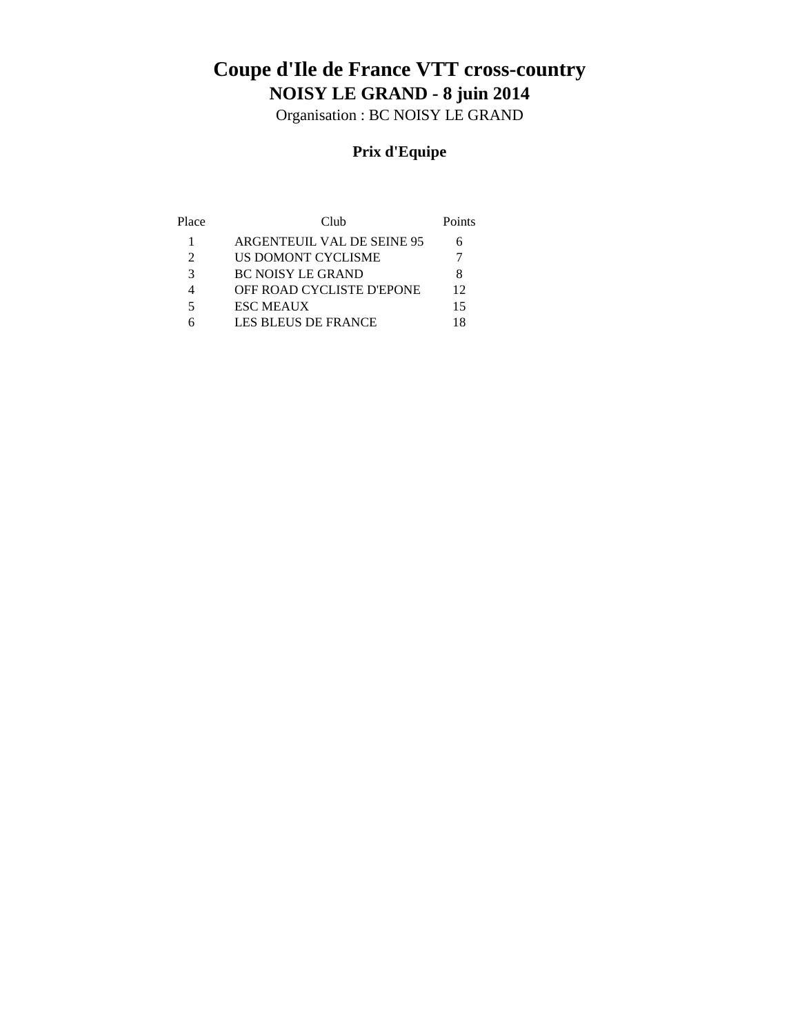# Coupe d'Ile de France VTT cross-country

## NOISY LE GRAND - 8 juin 2014

Organisation : BC NOISY LE GRAND

### Prix d'Equipe

| Place | Club | Points |
|---|---|---|
| 1 | ARGENTEUIL VAL DE SEINE 95 | 6 |
| 2 | US DOMONT CYCLISME | 7 |
| 3 | BC NOISY LE GRAND | 8 |
| 4 | OFF ROAD CYCLISTE D'EPONE | 12 |
| 5 | ESC MEAUX | 15 |
| 6 | LES BLEUS DE FRANCE | 18 |